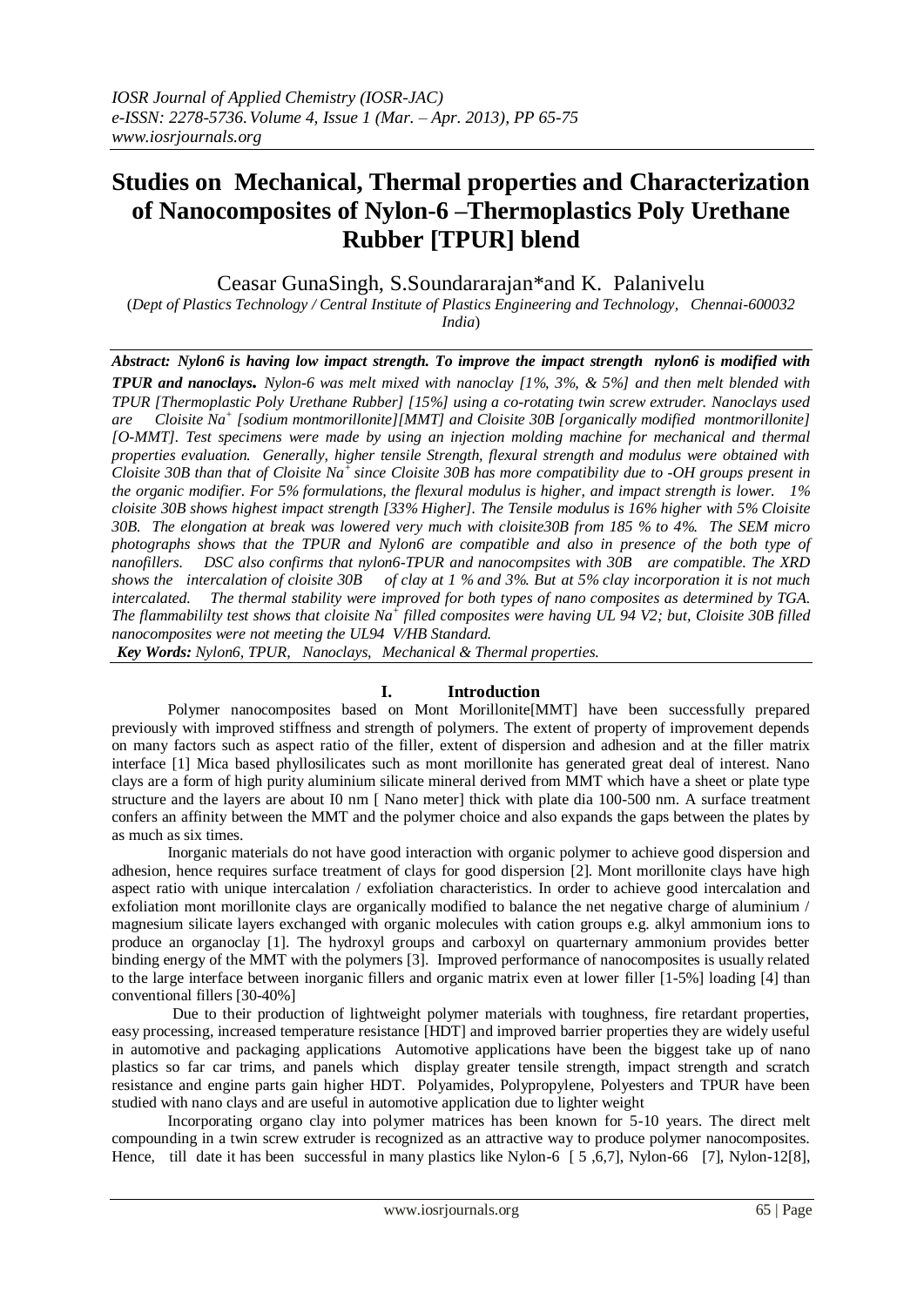# Studies on Mechanical, Thermal properties and Characterization of Nanocomposites of Nylon-6 –Thermoplastics Poly Urethane Rubber [TPUR] blend

Ceasar GunaSingh, S.Soundararajan*and K. Palanivelu

(*Dept of Plastics Technology / Central Institute of Plastics Engineering and Technology, Chennai-600032 India*)

***Abstract:*** ***Nylon6 is having low impact strength. To improve the impact strength nylon6 is modified with TPUR and nanoclays.*** *Nylon-6 was melt mixed with nanoclay [1%, 3%, & 5%] and then melt blended with TPUR [Thermoplastic Poly Urethane Rubber] [15%] using a co-rotating twin screw extruder. Nanoclays used are Cloisite $Na^+$ [sodium montmorillonite][MMT] and Cloisite 30B [organically modified montmorillonite] [O-MMT]. Test specimens were made by using an injection molding machine for mechanical and thermal properties evaluation. Generally, higher tensile Strength, flexural strength and modulus were obtained with Cloisite 30B than that of Cloisite $Na^+$ since Cloisite 30B has more compatibility due to -OH groups present in the organic modifier. For 5% formulations, the flexural modulus is higher, and impact strength is lower. 1% cloisite 30B shows highest impact strength [33% Higher]. The Tensile modulus is 16% higher with 5% Cloisite 30B. The elongation at break was lowered very much with cloisite30B from 185 % to 4%. The SEM micro photographs shows that the TPUR and Nylon6 are compatible and also in presence of the both type of nanofillers. DSC also confirms that nylon6-TPUR and nanocompsites with 30B are compatible. The XRD shows the intercalation of cloisite 30B of clay at 1 % and 3%. But at 5% clay incorporation it is not much intercalated. The thermal stability were improved for both types of nano composites as determined by TGA. The flammabililty test shows that cloisite $Na^+$ filled composites were having UL 94 V2; but, Cloisite 30B filled nanocomposites were not meeting the UL94 V/HB Standard.*

***Key Words:*** *Nylon6, TPUR, Nanoclays, Mechanical & Thermal properties.*

## I. Introduction

Polymer nanocomposites based on Mont Morillonite[MMT] have been successfully prepared previously with improved stiffness and strength of polymers. The extent of property of improvement depends on many factors such as aspect ratio of the filler, extent of dispersion and adhesion and at the filler matrix interface [1] Mica based phyllosilicates such as mont morillonite has generated great deal of interest. Nano clays are a form of high purity aluminium silicate mineral derived from MMT which have a sheet or plate type structure and the layers are about I0 nm [ Nano meter] thick with plate dia 100-500 nm. A surface treatment confers an affinity between the MMT and the polymer choice and also expands the gaps between the plates by as much as six times.

Inorganic materials do not have good interaction with organic polymer to achieve good dispersion and adhesion, hence requires surface treatment of clays for good dispersion [2]. Mont morillonite clays have high aspect ratio with unique intercalation / exfoliation characteristics. In order to achieve good intercalation and exfoliation mont morillonite clays are organically modified to balance the net negative charge of aluminium / magnesium silicate layers exchanged with organic molecules with cation groups e.g. alkyl ammonium ions to produce an organoclay [1]. The hydroxyl groups and carboxyl on quarternary ammonium provides better binding energy of the MMT with the polymers [3]. Improved performance of nanocomposites is usually related to the large interface between inorganic fillers and organic matrix even at lower filler [1-5%] loading [4] than conventional fillers [30-40%]

Due to their production of lightweight polymer materials with toughness, fire retardant properties, easy processing, increased temperature resistance [HDT] and improved barrier properties they are widely useful in automotive and packaging applications Automotive applications have been the biggest take up of nano plastics so far car trims, and panels which display greater tensile strength, impact strength and scratch resistance and engine parts gain higher HDT. Polyamides, Polypropylene, Polyesters and TPUR have been studied with nano clays and are useful in automotive application due to lighter weight

Incorporating organo clay into polymer matrices has been known for 5-10 years. The direct melt compounding in a twin screw extruder is recognized as an attractive way to produce polymer nanocomposites. Hence, till date it has been successful in many plastics like Nylon-6 [ 5 ,6,7], Nylon-66 [7], Nylon-12[8],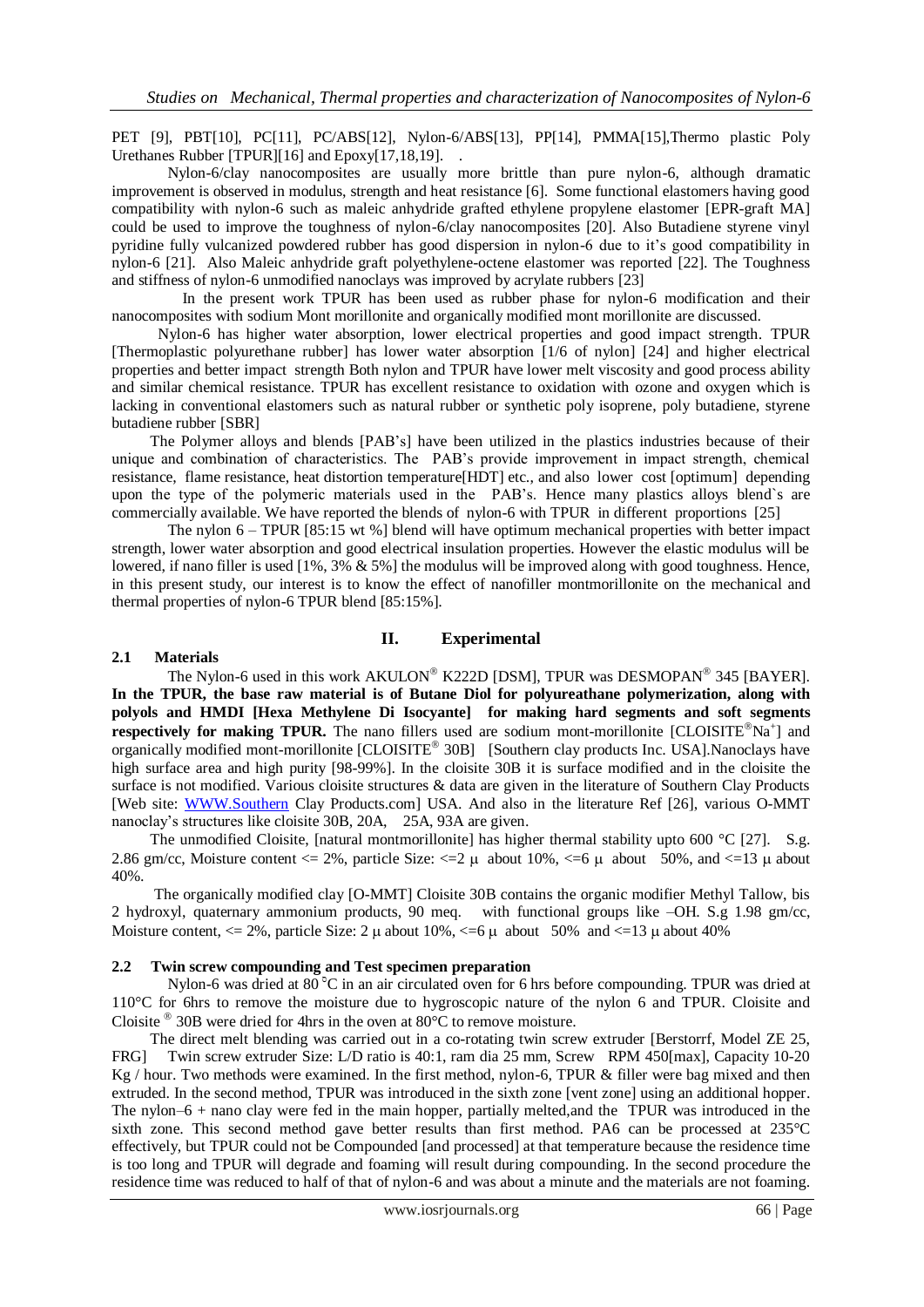PET [9], PBT[10], PC[11], PC/ABS[12], Nylon-6/ABS[13], PP[14], PMMA[15],Thermo plastic Poly Urethanes Rubber [TPUR][16] and Epoxy[17,18,19]. .

Nylon-6/clay nanocomposites are usually more brittle than pure nylon-6, although dramatic improvement is observed in modulus, strength and heat resistance [6]. Some functional elastomers having good compatibility with nylon-6 such as maleic anhydride grafted ethylene propylene elastomer [EPR-graft MA] could be used to improve the toughness of nylon-6/clay nanocomposites [20]. Also Butadiene styrene vinyl pyridine fully vulcanized powdered rubber has good dispersion in nylon-6 due to it's good compatibility in nylon-6 [21]. Also Maleic anhydride graft polyethylene-octene elastomer was reported [22]. The Toughness and stiffness of nylon-6 unmodified nanoclays was improved by acrylate rubbers [23]

In the present work TPUR has been used as rubber phase for nylon-6 modification and their nanocomposites with sodium Mont morillonite and organically modified mont morillonite are discussed.

Nylon-6 has higher water absorption, lower electrical properties and good impact strength. TPUR [Thermoplastic polyurethane rubber] has lower water absorption [1/6 of nylon] [24] and higher electrical properties and better impact strength Both nylon and TPUR have lower melt viscosity and good process ability and similar chemical resistance. TPUR has excellent resistance to oxidation with ozone and oxygen which is lacking in conventional elastomers such as natural rubber or synthetic poly isoprene, poly butadiene, styrene butadiene rubber [SBR]

The Polymer alloys and blends [PAB's] have been utilized in the plastics industries because of their unique and combination of characteristics. The PAB's provide improvement in impact strength, chemical resistance, flame resistance, heat distortion temperature[HDT] etc., and also lower cost [optimum] depending upon the type of the polymeric materials used in the PAB's. Hence many plastics alloys blend`s are commercially available. We have reported the blends of nylon-6 with TPUR in different proportions [25]

The nylon 6 – TPUR [85:15 wt %] blend will have optimum mechanical properties with better impact strength, lower water absorption and good electrical insulation properties. However the elastic modulus will be lowered, if nano filler is used [1%, 3% & 5%] the modulus will be improved along with good toughness. Hence, in this present study, our interest is to know the effect of nanofiller montmorillonite on the mechanical and thermal properties of nylon-6 TPUR blend [85:15%].

## II. Experimental

### 2.1 Materials

The Nylon-6 used in this work AKULON® K222D [DSM], TPUR was DESMOPAN® 345 [BAYER]. **In the TPUR, the base raw material is of Butane Diol for polyureathane polymerization, along with polyols and HMDI [Hexa Methylene Di Isocyante] for making hard segments and soft segments respectively for making TPUR.** The nano fillers used are sodium mont-morillonite [CLOISITE®Na$^{+}$] and organically modified mont-morillonite [CLOISITE® 30B] [Southern clay products Inc. USA].Nanoclays have high surface area and high purity [98-99%]. In the cloisite 30B it is surface modified and in the cloisite the surface is not modified. Various cloisite structures & data are given in the literature of Southern Clay Products [Web site: WWW.Southern Clay Products.com] USA. And also in the literature Ref [26], various O-MMT nanoclay's structures like cloisite 30B, 20A, 25A, 93A are given.

The unmodified Cloisite, [natural montmorillonite] has higher thermal stability upto 600 °C [27]. S.g. 2.86 gm/cc, Moisture content <= 2%, particle Size: <=2 μ about 10%, <=6 μ about 50%, and <=13 μ about 40%.

The organically modified clay [O-MMT] Cloisite 30B contains the organic modifier Methyl Tallow, bis 2 hydroxyl, quaternary ammonium products, 90 meq. with functional groups like –OH. S.g 1.98 gm/cc, Moisture content, <= 2%, particle Size: 2 μ about 10%, <=6 μ about 50% and <=13 μ about 40%

### 2.2 Twin screw compounding and Test specimen preparation

Nylon-6 was dried at 80 °C in an air circulated oven for 6 hrs before compounding. TPUR was dried at 110°C for 6hrs to remove the moisture due to hygroscopic nature of the nylon 6 and TPUR. Cloisite and Cloisite ® 30B were dried for 4hrs in the oven at 80°C to remove moisture.

The direct melt blending was carried out in a co-rotating twin screw extruder [Berstorff, Model ZE 25, FRG] Twin screw extruder Size: L/D ratio is 40:1, ram dia 25 mm, Screw RPM 450[max], Capacity 10-20 Kg / hour. Two methods were examined. In the first method, nylon-6, TPUR & filler were bag mixed and then extruded. In the second method, TPUR was introduced in the sixth zone [vent zone] using an additional hopper. The nylon–6 + nano clay were fed in the main hopper, partially melted,and the TPUR was introduced in the sixth zone. This second method gave better results than first method. PA6 can be processed at 235°C effectively, but TPUR could not be Compounded [and processed] at that temperature because the residence time is too long and TPUR will degrade and foaming will result during compounding. In the second procedure the residence time was reduced to half of that of nylon-6 and was about a minute and the materials are not foaming.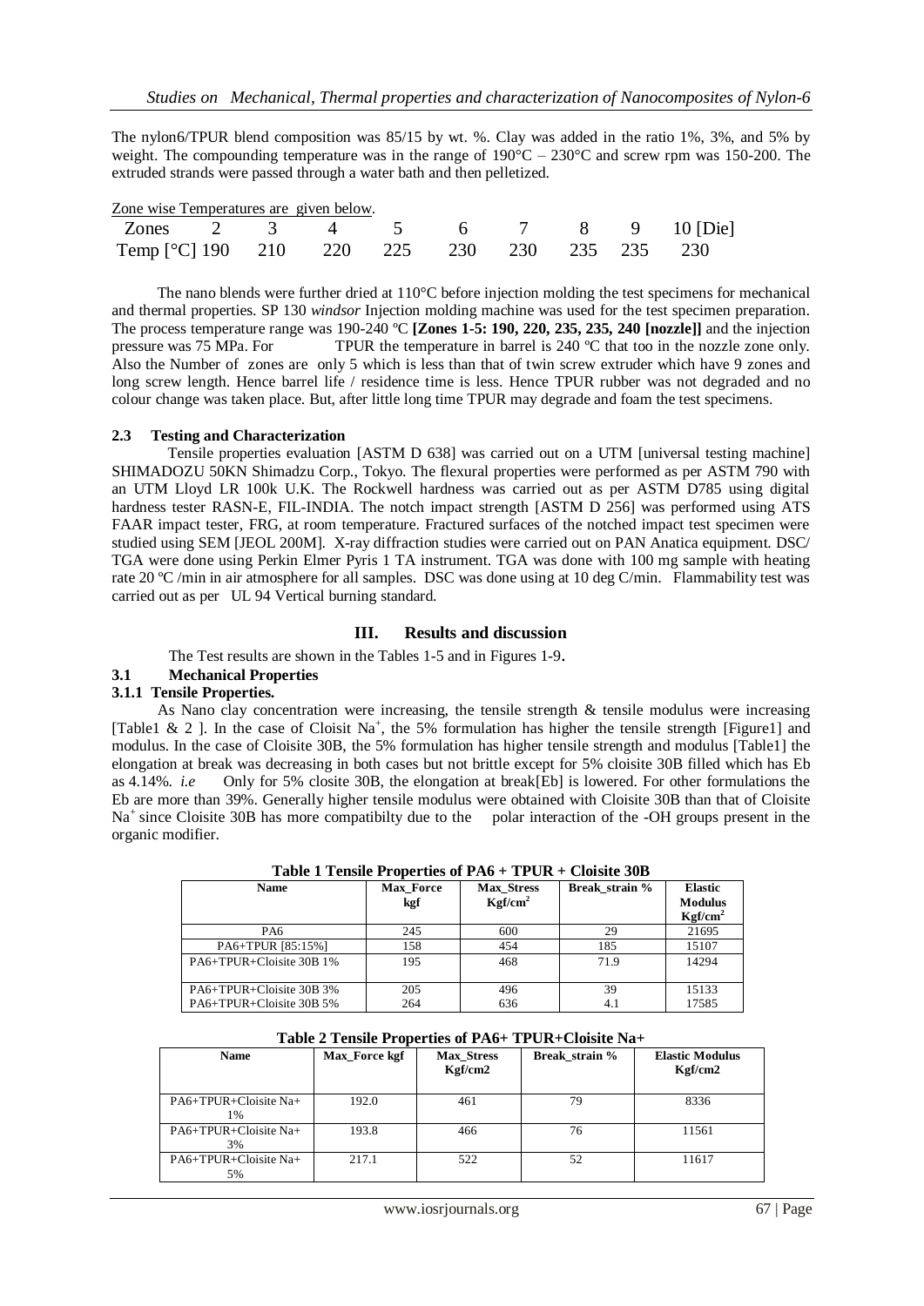The nylon6/TPUR blend composition was 85/15 by wt. %. Clay was added in the ratio 1%, 3%, and 5% by weight. The compounding temperature was in the range of 190°C – 230°C and screw rpm was 150-200. The extruded strands were passed through a water bath and then pelletized.

Zone wise Temperatures are given below.

| Zones | 2 | 3 | 4 | 5 | 6 | 7 | 8 | 9 | 10 [Die] |
|---|---|---|---|---|---|---|---|---|---|
| Temp [°C] | 190 | 210 | 220 | 225 | 230 | 230 | 235 | 235 | 230 |

The nano blends were further dried at 110°C before injection molding the test specimens for mechanical and thermal properties. SP 130 *windsor* Injection molding machine was used for the test specimen preparation. The process temperature range was 190-240 ºC **[Zones 1-5: 190, 220, 235, 235, 240 [nozzle]]** and the injection pressure was 75 MPa. For TPUR the temperature in barrel is 240 ºC that too in the nozzle zone only. Also the Number of zones are only 5 which is less than that of twin screw extruder which have 9 zones and long screw length. Hence barrel life / residence time is less. Hence TPUR rubber was not degraded and no colour change was taken place. But, after little long time TPUR may degrade and foam the test specimens.

### 2.3 Testing and Characterization

Tensile properties evaluation [ASTM D 638] was carried out on a UTM [universal testing machine] SHIMADOZU 50KN Shimadzu Corp., Tokyo. The flexural properties were performed as per ASTM 790 with an UTM Lloyd LR 100k U.K. The Rockwell hardness was carried out as per ASTM D785 using digital hardness tester RASN-E, FIL-INDIA. The notch impact strength [ASTM D 256] was performed using ATS FAAR impact tester, FRG, at room temperature. Fractured surfaces of the notched impact test specimen were studied using SEM [JEOL 200M]. X-ray diffraction studies were carried out on PAN Anatica equipment. DSC/ TGA were done using Perkin Elmer Pyris 1 TA instrument. TGA was done with 100 mg sample with heating rate 20 ºC /min in air atmosphere for all samples. DSC was done using at 10 deg C/min. Flammability test was carried out as per UL 94 Vertical burning standard.

## III. Results and discussion

The Test results are shown in the Tables 1-5 and in Figures 1-9.

### 3.1 Mechanical Properties

#### 3.1.1 Tensile Properties.

As Nano clay concentration were increasing, the tensile strength & tensile modulus were increasing [Table1 & 2 ]. In the case of Cloisit $Na^+$, the 5% formulation has higher the tensile strength [Figure1] and modulus. In the case of Cloisite 30B, the 5% formulation has higher tensile strength and modulus [Table1] the elongation at break was decreasing in both cases but not brittle except for 5% cloisite 30B filled which has Eb as 4.14%. *i.e* Only for 5% closite 30B, the elongation at break[Eb] is lowered. For other formulations the Eb are more than 39%. Generally higher tensile modulus were obtained with Cloisite 30B than that of Cloisite $Na^+$ since Cloisite 30B has more compatibilty due to the polar interaction of the -OH groups present in the organic modifier.

**Table 1 Tensile Properties of PA6 + TPUR + Cloisite 30B**

| Name | Max_Force kgf | Max_Stress $Kgf/cm^2$ | Break_strain % | Elastic Modulus $Kgf/cm^2$ |
|---|---|---|---|---|
| PA6 | 245 | 600 | 29 | 21695 |
| PA6+TPUR [85:15%] | 158 | 454 | 185 | 15107 |
| PA6+TPUR+Cloisite 30B 1% | 195 | 468 | 71.9 | 14294 |
| PA6+TPUR+Cloisite 30B 3% | 205 | 496 | 39 | 15133 |
| PA6+TPUR+Cloisite 30B 5% | 264 | 636 | 4.1 | 17585 |

**Table 2 Tensile Properties of PA6+ TPUR+Cloisite Na+**

| Name | Max_Force kgf | Max_Stress Kgf/cm2 | Break_strain % | Elastic Modulus Kgf/cm2 |
|---|---|---|---|---|
| PA6+TPUR+Cloisite Na+ 1% | 192.0 | 461 | 79 | 8336 |
| PA6+TPUR+Cloisite Na+ 3% | 193.8 | 466 | 76 | 11561 |
| PA6+TPUR+Cloisite Na+ 5% | 217.1 | 522 | 52 | 11617 |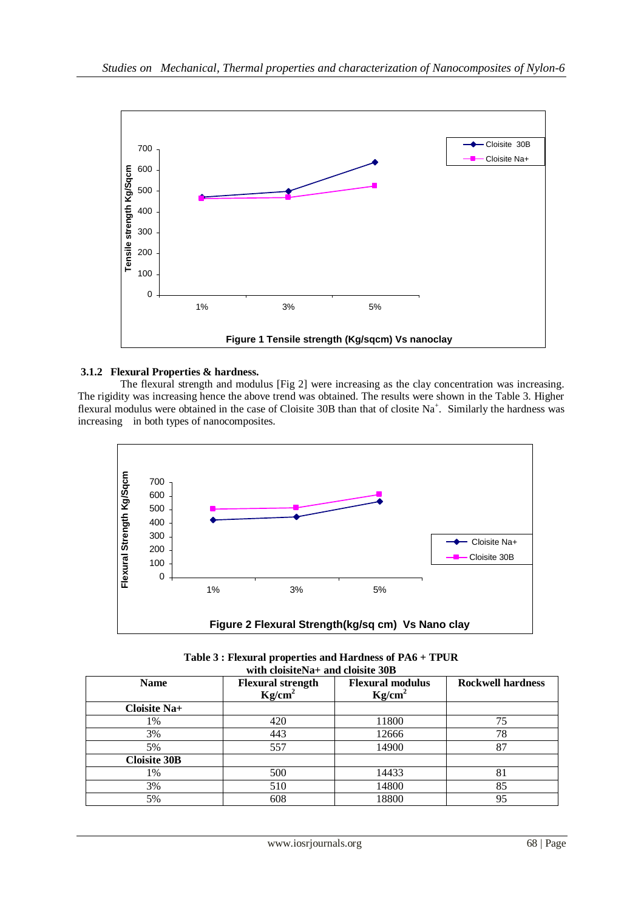Figure 1 Tensile strength (Kg/sqcm) Vs nanoclay

#### 3.1.2 Flexural Properties & hardness.

The flexural strength and modulus [Fig 2] were increasing as the clay concentration was increasing. The rigidity was increasing hence the above trend was obtained. The results were shown in the Table 3. Higher flexural modulus were obtained in the case of Cloisite 30B than that of closite $Na^+$. Similarly the hardness was increasing in both types of nanocomposites.

Figure 2 Flexural Strength(kg/sq cm) Vs Nano clay

**Table 3 : Flexural properties and Hardness of PA6 + TPUR with cloisiteNa+ and cloisite 30B**

| Name | Flexural strength $Kg/cm^2$ | Flexural modulus $Kg/cm^2$ | Rockwell hardness |
|---|---|---|---|
| **Cloisite Na+** | | | |
| 1% | 420 | 11800 | 75 |
| 3% | 443 | 12666 | 78 |
| 5% | 557 | 14900 | 87 |
| **Cloisite 30B** | | | |
| 1% | 500 | 14433 | 81 |
| 3% | 510 | 14800 | 85 |
| 5% | 608 | 18800 | 95 |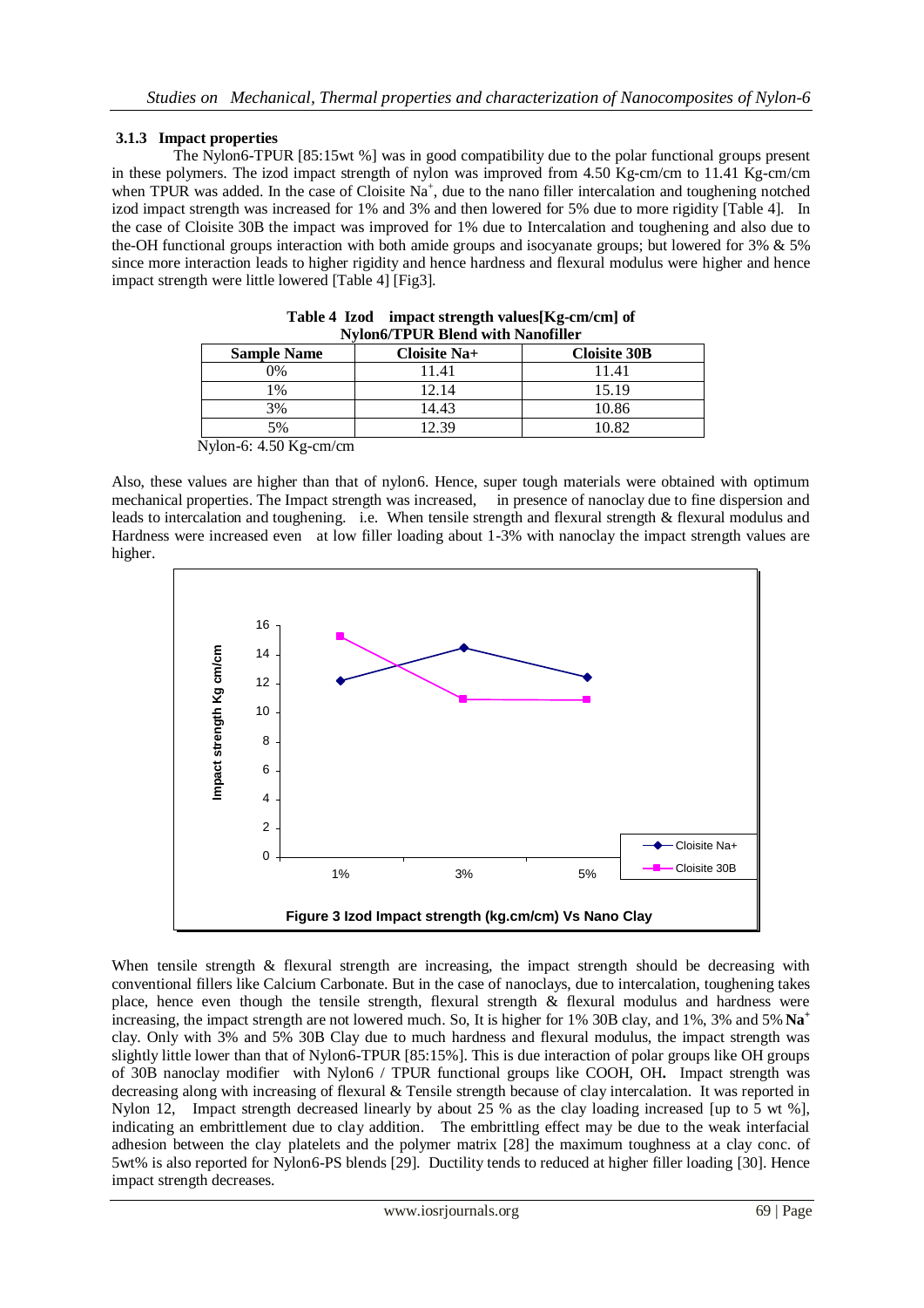### 3.1.3 Impact properties

The Nylon6-TPUR [85:15wt %] was in good compatibility due to the polar functional groups present in these polymers. The izod impact strength of nylon was improved from 4.50 Kg-cm/cm to 11.41 Kg-cm/cm when TPUR was added. In the case of Cloisite $Na^+$, due to the nano filler intercalation and toughening notched izod impact strength was increased for 1% and 3% and then lowered for 5% due to more rigidity [Table 4]. In the case of Cloisite 30B the impact was improved for 1% due to Intercalation and toughening and also due to the-OH functional groups interaction with both amide groups and isocyanate groups; but lowered for 3% & 5% since more interaction leads to higher rigidity and hence hardness and flexural modulus were higher and hence impact strength were little lowered [Table 4] [Fig3].

**Table 4 Izod impact strength values[Kg-cm/cm] of Nylon6/TPUR Blend with Nanofiller**

| Sample Name | Cloisite Na+ | Cloisite 30B |
|---|---|---|
| 0% | 11.41 | 11.41 |
| 1% | 12.14 | 15.19 |
| 3% | 14.43 | 10.86 |
| 5% | 12.39 | 10.82 |

Nylon-6: 4.50 Kg-cm/cm

Also, these values are higher than that of nylon6. Hence, super tough materials were obtained with optimum mechanical properties. The Impact strength was increased, in presence of nanoclay due to fine dispersion and leads to intercalation and toughening. i.e. When tensile strength and flexural strength & flexural modulus and Hardness were increased even at low filler loading about 1-3% with nanoclay the impact strength values are higher.

**Figure 3 Izod Impact strength (kg.cm/cm) Vs Nano Clay**

When tensile strength & flexural strength are increasing, the impact strength should be decreasing with conventional fillers like Calcium Carbonate. But in the case of nanoclays, due to intercalation, toughening takes place, hence even though the tensile strength, flexural strength & flexural modulus and hardness were increasing, the impact strength are not lowered much. So, It is higher for 1% 30B clay, and 1%, 3% and 5% $\mathbf{Na^+}$ clay. Only with 3% and 5% 30B Clay due to much hardness and flexural modulus, the impact strength was slightly little lower than that of Nylon6-TPUR [85:15%]. This is due interaction of polar groups like OH groups of 30B nanoclay modifier with Nylon6 / TPUR functional groups like COOH, OH**.** Impact strength was decreasing along with increasing of flexural & Tensile strength because of clay intercalation. It was reported in Nylon 12, Impact strength decreased linearly by about 25 % as the clay loading increased [up to 5 wt %], indicating an embrittlement due to clay addition. The embrittling effect may be due to the weak interfacial adhesion between the clay platelets and the polymer matrix [28] the maximum toughness at a clay conc. of 5wt% is also reported for Nylon6-PS blends [29]. Ductility tends to reduced at higher filler loading [30]. Hence impact strength decreases.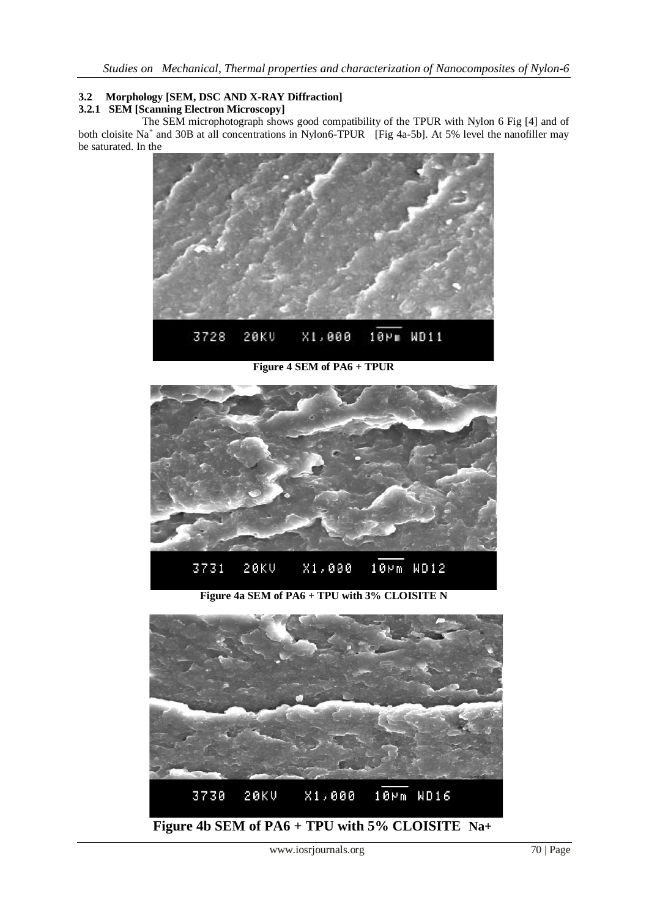### 3.2 Morphology [SEM, DSC AND X-RAY Diffraction]

#### 3.2.1 SEM [Scanning Electron Microscopy]

The SEM microphotograph shows good compatibility of the TPUR with Nylon 6 Fig [4] and of both cloisite $Na^+$ and 30B at all concentrations in Nylon6-TPUR [Fig 4a-5b]. At 5% level the nanofiller may be saturated. In the

**Figure 4 SEM of PA6 + TPUR**

**Figure 4a SEM of PA6 + TPU with 3% CLOISITE N**

**Figure 4b SEM of PA6 + TPU with 5% CLOISITE Na+**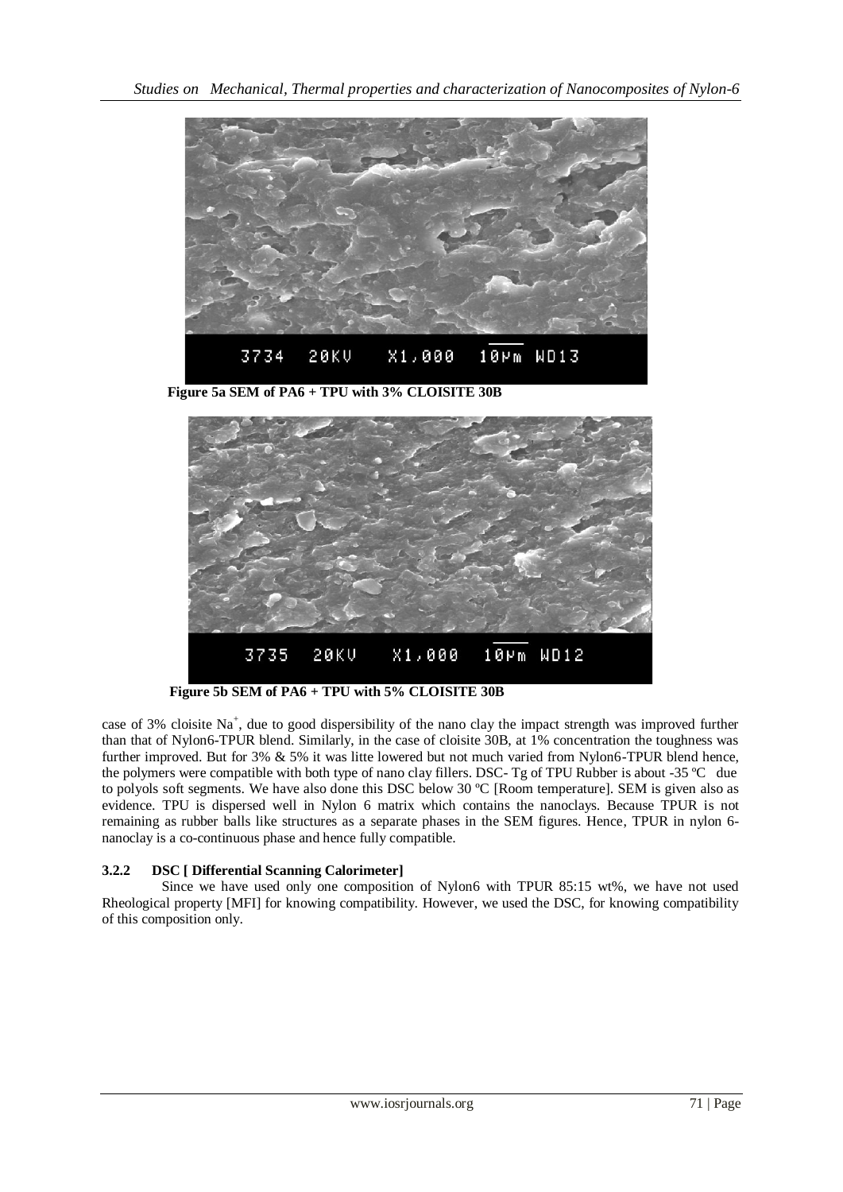Figure 5a SEM of PA6 + TPU with 3% CLOISITE 30B

Figure 5b SEM of PA6 + TPU with 5% CLOISITE 30B

case of 3% cloisite $Na^+$, due to good dispersibility of the nano clay the impact strength was improved further than that of Nylon6-TPUR blend. Similarly, in the case of cloisite 30B, at 1% concentration the toughness was further improved. But for 3% & 5% it was litte lowered but not much varied from Nylon6-TPUR blend hence, the polymers were compatible with both type of nano clay fillers. DSC- Tg of TPU Rubber is about -35 ºC due to polyols soft segments. We have also done this DSC below 30 ºC [Room temperature]. SEM is given also as evidence. TPU is dispersed well in Nylon 6 matrix which contains the nanoclays. Because TPUR is not remaining as rubber balls like structures as a separate phases in the SEM figures. Hence, TPUR in nylon 6-nanoclay is a co-continuous phase and hence fully compatible.

### 3.2.2 DSC [ Differential Scanning Calorimeter]

Since we have used only one composition of Nylon6 with TPUR 85:15 wt%, we have not used Rheological property [MFI] for knowing compatibility. However, we used the DSC, for knowing compatibility of this composition only.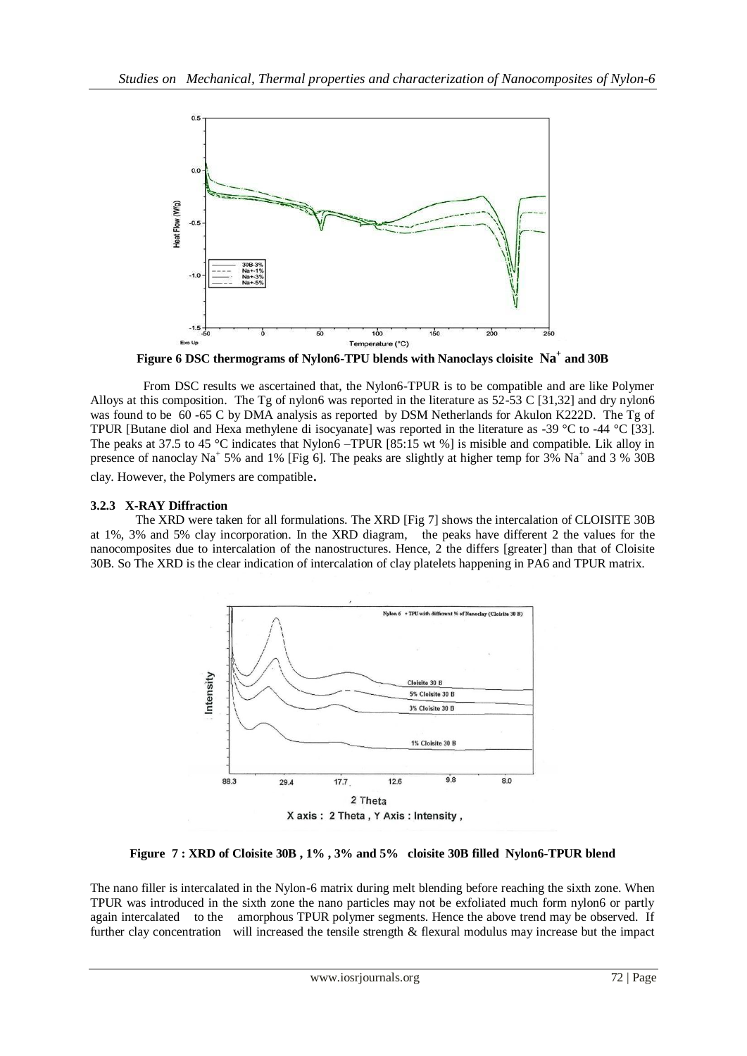**Figure 6 DSC thermograms of Nylon6-TPU blends with Nanoclays cloisite $Na^+$ and 30B**

From DSC results we ascertained that, the Nylon6-TPUR is to be compatible and are like Polymer Alloys at this composition. The Tg of nylon6 was reported in the literature as 52-53 C [31,32] and dry nylon6 was found to be 60 -65 C by DMA analysis as reported by DSM Netherlands for Akulon K222D. The Tg of TPUR [Butane diol and Hexa methylene di isocyanate] was reported in the literature as -39 °C to -44 °C [33]. The peaks at 37.5 to 45 °C indicates that Nylon6 –TPUR [85:15 wt %] is misible and compatible. Lik alloy in presence of nanoclay $Na^+$ 5% and 1% [Fig 6]. The peaks are slightly at higher temp for 3% $Na^+$ and 3 % 30B clay. However, the Polymers are compatible.

### 3.2.3 X-RAY Diffraction

The XRD were taken for all formulations. The XRD [Fig 7] shows the intercalation of CLOISITE 30B at 1%, 3% and 5% clay incorporation. In the XRD diagram, the peaks have different 2 the values for the nanocomposites due to intercalation of the nanostructures. Hence, 2 the differs [greater] than that of Cloisite 30B. So The XRD is the clear indication of intercalation of clay platelets happening in PA6 and TPUR matrix.

**Figure 7 : XRD of Cloisite 30B , 1% , 3% and 5% cloisite 30B filled Nylon6-TPUR blend**

The nano filler is intercalated in the Nylon-6 matrix during melt blending before reaching the sixth zone. When TPUR was introduced in the sixth zone the nano particles may not be exfoliated much form nylon6 or partly again intercalated to the amorphous TPUR polymer segments. Hence the above trend may be observed. If further clay concentration will increased the tensile strength & flexural modulus may increase but the impact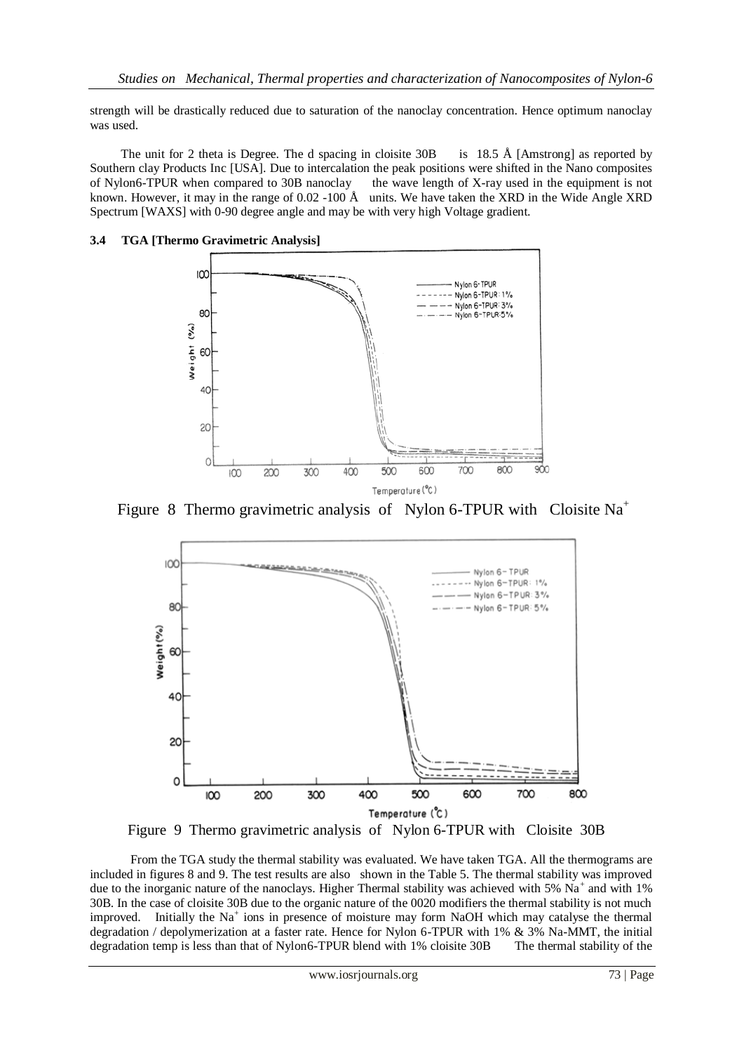strength will be drastically reduced due to saturation of the nanoclay concentration. Hence optimum nanoclay was used.

The unit for 2 theta is Degree. The d spacing in cloisite 30B is 18.5 Å [Amstrong] as reported by Southern clay Products Inc [USA]. Due to intercalation the peak positions were shifted in the Nano composites of Nylon6-TPUR when compared to 30B nanoclay the wave length of X-ray used in the equipment is not known. However, it may in the range of 0.02 -100 Å units. We have taken the XRD in the Wide Angle XRD Spectrum [WAXS] with 0-90 degree angle and may be with very high Voltage gradient.

### 3.4 TGA [Thermo Gravimetric Analysis]

Figure 8 Thermo gravimetric analysis of Nylon 6-TPUR with Cloisite $Na^+$

Figure 9 Thermo gravimetric analysis of Nylon 6-TPUR with Cloisite 30B

From the TGA study the thermal stability was evaluated. We have taken TGA. All the thermograms are included in figures 8 and 9. The test results are also shown in the Table 5. The thermal stability was improved due to the inorganic nature of the nanoclays. Higher Thermal stability was achieved with 5% $Na^+$ and with 1% 30B. In the case of cloisite 30B due to the organic nature of the 0020 modifiers the thermal stability is not much improved. Initially the $Na^+$ ions in presence of moisture may form NaOH which may catalyse the thermal degradation / depolymerization at a faster rate. Hence for Nylon 6-TPUR with 1% & 3% Na-MMT, the initial degradation temp is less than that of Nylon6-TPUR blend with 1% cloisite 30B The thermal stability of the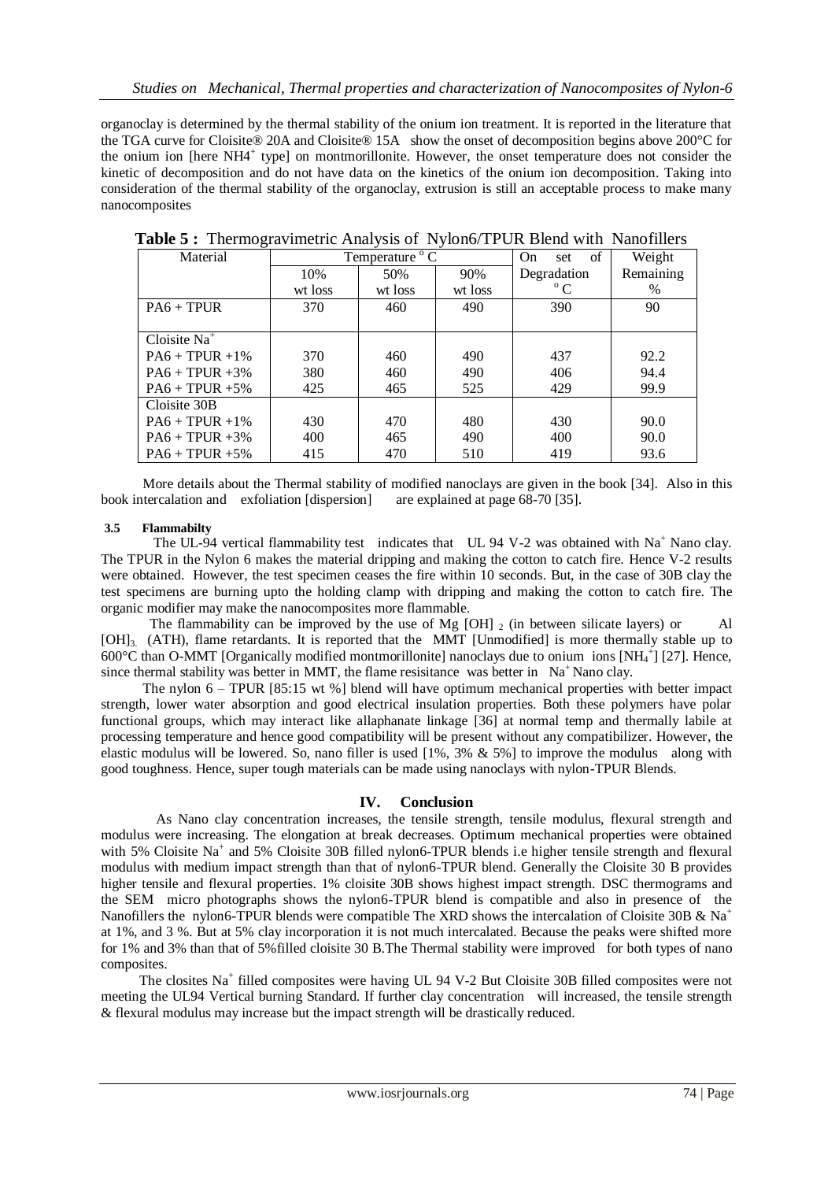organoclay is determined by the thermal stability of the onium ion treatment. It is reported in the literature that the TGA curve for Cloisite® 20A and Cloisite® 15A show the onset of decomposition begins above 200°C for the onium ion [here $NH4^+$ type] on montmorillonite. However, the onset temperature does not consider the kinetic of decomposition and do not have data on the kinetics of the onium ion decomposition. Taking into consideration of the thermal stability of the organoclay, extrusion is still an acceptable process to make many nanocomposites

**Table 5 :** Thermogravimetric Analysis of Nylon6/TPUR Blend with Nanofillers

| Material | Temperature °C | | | On set of Degradation °C | Weight Remaining % |
|---|---|---|---|---|---|
| | 10% wt loss | 50% wt loss | 90% wt loss | | |
| PA6 + TPUR | 370 | 460 | 490 | 390 | 90 |
| Cloisite $Na^+$ | | | | | |
| PA6 + TPUR +1% | 370 | 460 | 490 | 437 | 92.2 |
| PA6 + TPUR +3% | 380 | 460 | 490 | 406 | 94.4 |
| PA6 + TPUR +5% | 425 | 465 | 525 | 429 | 99.9 |
| Cloisite 30B | | | | | |
| PA6 + TPUR +1% | 430 | 470 | 480 | 430 | 90.0 |
| PA6 + TPUR +3% | 400 | 465 | 490 | 400 | 90.0 |
| PA6 + TPUR +5% | 415 | 470 | 510 | 419 | 93.6 |

More details about the Thermal stability of modified nanoclays are given in the book [34]. Also in this book intercalation and exfoliation [dispersion] are explained at page 68-70 [35].

### 3.5 Flammabilty

The UL-94 vertical flammability test indicates that UL 94 V-2 was obtained with $Na^+$ Nano clay. The TPUR in the Nylon 6 makes the material dripping and making the cotton to catch fire. Hence V-2 results were obtained. However, the test specimen ceases the fire within 10 seconds. But, in the case of 30B clay the test specimens are burning upto the holding clamp with dripping and making the cotton to catch fire. The organic modifier may make the nanocomposites more flammable.

The flammability can be improved by the use of $Mg[OH]_2$ (in between silicate layers) or $Al[OH]_3$ (ATH), flame retardants. It is reported that the MMT [Unmodified] is more thermally stable up to 600°C than O-MMT [Organically modified montmorillonite] nanoclays due to onium ions [$NH_4^+$] [27]. Hence, since thermal stability was better in MMT, the flame resisitance was better in $Na^+$ Nano clay.

The nylon 6 – TPUR [85:15 wt %] blend will have optimum mechanical properties with better impact strength, lower water absorption and good electrical insulation properties. Both these polymers have polar functional groups, which may interact like allaphanate linkage [36] at normal temp and thermally labile at processing temperature and hence good compatibility will be present without any compatibilizer. However, the elastic modulus will be lowered. So, nano filler is used [1%, 3% & 5%] to improve the modulus along with good toughness. Hence, super tough materials can be made using nanoclays with nylon-TPUR Blends.

## IV. Conclusion

As Nano clay concentration increases, the tensile strength, tensile modulus, flexural strength and modulus were increasing. The elongation at break decreases. Optimum mechanical properties were obtained with 5% Cloisite $Na^+$ and 5% Cloisite 30B filled nylon6-TPUR blends i.e higher tensile strength and flexural modulus with medium impact strength than that of nylon6-TPUR blend. Generally the Cloisite 30 B provides higher tensile and flexural properties. 1% cloisite 30B shows highest impact strength. DSC thermograms and the SEM micro photographs shows the nylon6-TPUR blend is compatible and also in presence of the Nanofillers the nylon6-TPUR blends were compatible The XRD shows the intercalation of Cloisite 30B & $Na^+$ at 1%, and 3 %. But at 5% clay incorporation it is not much intercalated. Because the peaks were shifted more for 1% and 3% than that of 5%filled cloisite 30 B.The Thermal stability were improved for both types of nano composites.

The closites $Na^+$ filled composites were having UL 94 V-2 But Cloisite 30B filled composites were not meeting the UL94 Vertical burning Standard. If further clay concentration will increased, the tensile strength & flexural modulus may increase but the impact strength will be drastically reduced.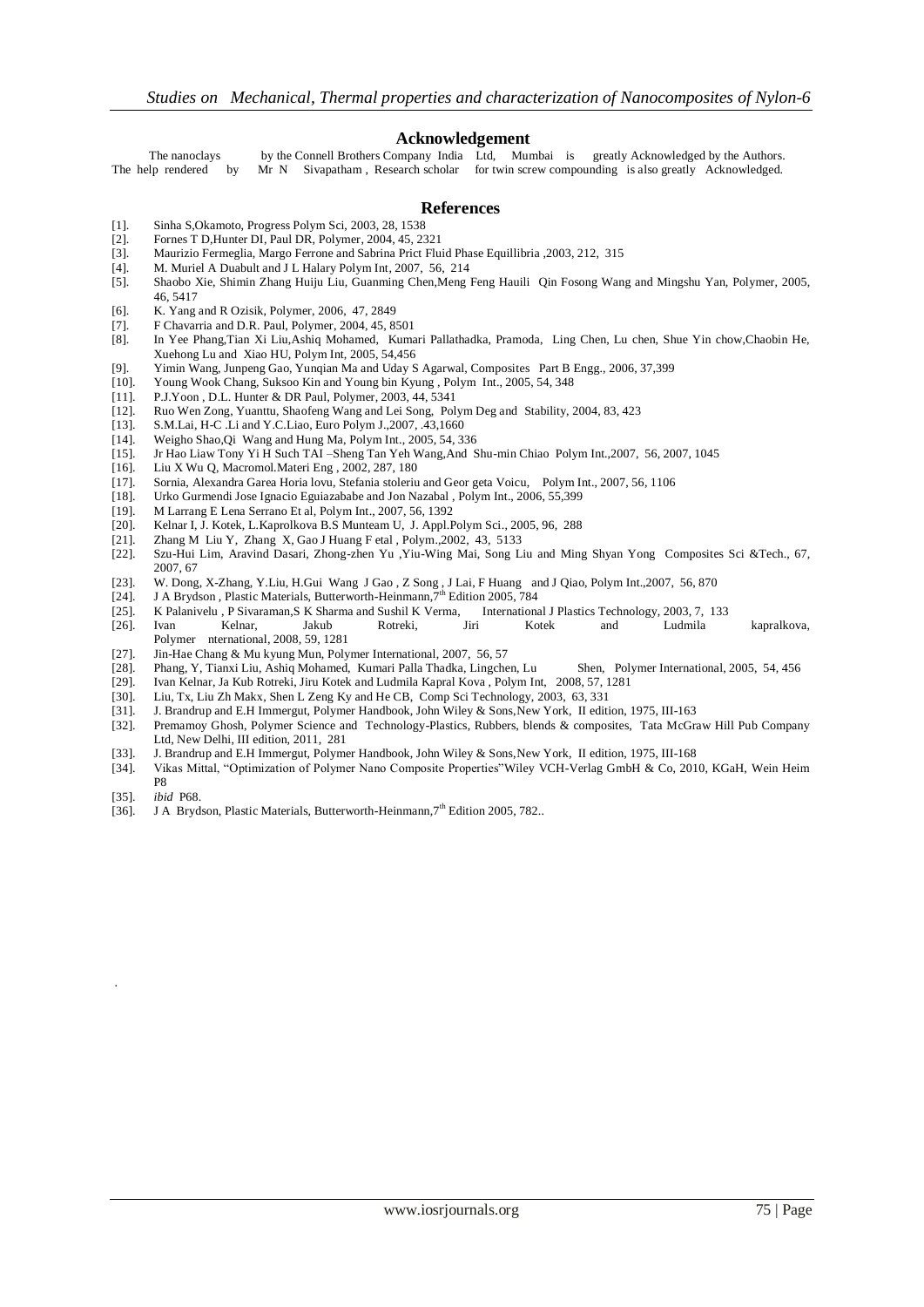## Acknowledgement

The nanoclays by the Connell Brothers Company India Ltd, Mumbai is greatly Acknowledged by the Authors. The help rendered by Mr N Sivapatham , Research scholar for twin screw compounding is also greatly Acknowledged.

## References

[1]. Sinha S,Okamoto, Progress Polym Sci, 2003, 28, 1538
[2]. Fornes T D,Hunter DI, Paul DR, Polymer, 2004, 45, 2321
[3]. Maurizio Fermeglia, Margo Ferrone and Sabrina Prict Fluid Phase Equillibria ,2003, 212, 315
[4]. M. Muriel A Duabult and J L Halary Polym Int, 2007, 56, 214
[5]. Shaobo Xie, Shimin Zhang Huiju Liu, Guanming Chen,Meng Feng Hauili Qin Fosong Wang and Mingshu Yan, Polymer, 2005, 46, 5417
[6]. K. Yang and R Ozisik, Polymer, 2006, 47, 2849
[7]. F Chavarria and D.R. Paul, Polymer, 2004, 45, 8501
[8]. In Yee Phang,Tian Xi Liu,Ashiq Mohamed, Kumari Pallathadka, Pramoda, Ling Chen, Lu chen, Shue Yin chow,Chaobin He, Xuehong Lu and Xiao HU, Polym Int, 2005, 54,456
[9]. Yimin Wang, Junpeng Gao, Yunqian Ma and Uday S Agarwal, Composites Part B Engg., 2006, 37,399
[10]. Young Wook Chang, Suksoo Kin and Young bin Kyung , Polym Int., 2005, 54, 348
[11]. P.J.Yoon , D.L. Hunter & DR Paul, Polymer, 2003, 44, 5341
[12]. Ruo Wen Zong, Yuanttu, Shaofeng Wang and Lei Song, Polym Deg and Stability, 2004, 83, 423
[13]. S.M.Lai, H-C .Li and Y.C.Liao, Euro Polym J.,2007, .43,1660
[14]. Weigho Shao,Qi Wang and Hung Ma, Polym Int., 2005, 54, 336
[15]. Jr Hao Liaw Tony Yi H Such TAI –Sheng Tan Yeh Wang,And Shu-min Chiao Polym Int.,2007, 56, 2007, 1045
[16]. Liu X Wu Q, Macromol.Materi Eng , 2002, 287, 180
[17]. Sornia, Alexandra Garea Horia lovu, Stefania stoleriu and Geor geta Voicu, Polym Int., 2007, 56, 1106
[18]. Urko Gurmendi Jose Ignacio Eguiazababe and Jon Nazabal , Polym Int., 2006, 55,399
[19]. M Larrang E Lena Serrano Et al, Polym Int., 2007, 56, 1392
[20]. Kelnar I, J. Kotek, L.Kaprolkova B.S Munteam U, J. Appl.Polym Sci., 2005, 96, 288
[21]. Zhang M Liu Y, Zhang X, Gao J Huang F etal , Polym.,2002, 43, 5133
[22]. Szu-Hui Lim, Aravind Dasari, Zhong-zhen Yu ,Yiu-Wing Mai, Song Liu and Ming Shyan Yong Composites Sci &Tech., 67, 2007, 67
[23]. W. Dong, X-Zhang, Y.Liu, H.Gui Wang J Gao , Z Song , J Lai, F Huang and J Qiao, Polym Int.,2007, 56, 870
[24]. J A Brydson , Plastic Materials, Butterworth-Heinmann,7th Edition 2005, 784
[25]. K Palanivelu , P Sivaraman,S K Sharma and Sushil K Verma, International J Plastics Technology, 2003, 7, 133
[26]. Ivan Kelnar, Jakub Rotreki, Jiri Kotek and Ludmila kapralkova, Polymer nternational, 2008, 59, 1281
[27]. Jin-Hae Chang & Mu kyung Mun, Polymer International, 2007, 56, 57
[28]. Phang, Y, Tianxi Liu, Ashiq Mohamed, Kumari Palla Thadka, Lingchen, Lu Shen, Polymer International, 2005, 54, 456
[29]. Ivan Kelnar, Ja Kub Rotreki, Jiru Kotek and Ludmila Kapral Kova , Polym Int, 2008, 57, 1281
[30]. Liu, Tx, Liu Zh Makx, Shen L Zeng Ky and He CB, Comp Sci Technology, 2003, 63, 331
[31]. J. Brandrup and E.H Immergut, Polymer Handbook, John Wiley & Sons,New York, II edition, 1975, III-163
[32]. Premamoy Ghosh, Polymer Science and Technology-Plastics, Rubbers, blends & composites, Tata McGraw Hill Pub Company Ltd, New Delhi, III edition, 2011, 281
[33]. J. Brandrup and E.H Immergut, Polymer Handbook, John Wiley & Sons,New York, II edition, 1975, III-168
[34]. Vikas Mittal, "Optimization of Polymer Nano Composite Properties"Wiley VCH-Verlag GmbH & Co, 2010, KGaH, Wein Heim P8
[35]. *ibid* P68.
[36]. J A Brydson, Plastic Materials, Butterworth-Heinmann,7th Edition 2005, 782..